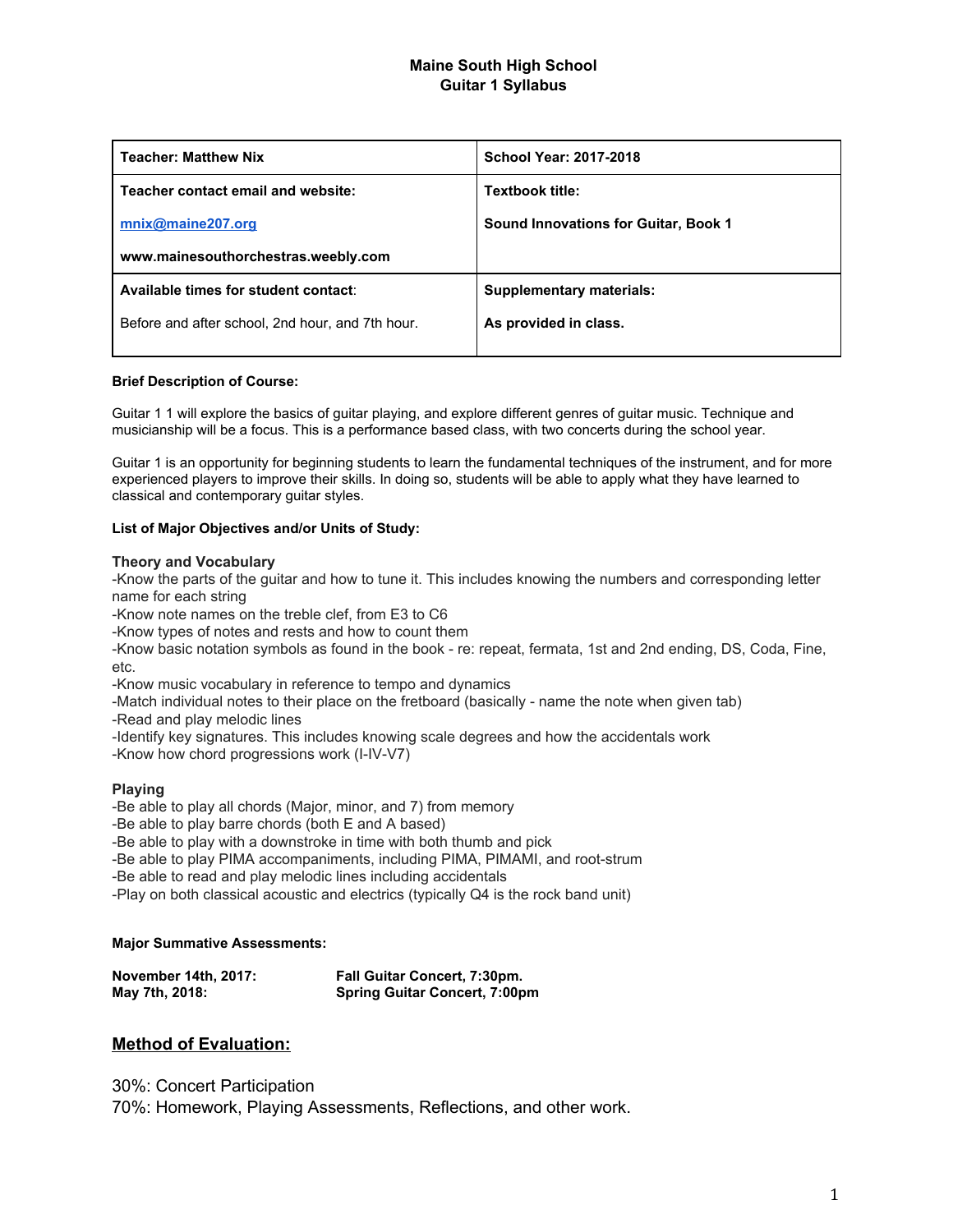# Maine South High School
## Guitar 1 Syllabus

| **Teacher: Matthew Nix** | **School Year: 2017-2018** |
|---|---|
| **Teacher contact email and website:** [mnix@maine207.org](mailto:mnix@maine207.org) **www.mainesouthorchestras.weebly.com** | **Textbook title:** **Sound Innovations for Guitar, Book 1** |
| **Available times for student contact**: Before and after school, 2nd hour, and 7th hour. | **Supplementary materials:** **As provided in class.** |

**Brief Description of Course:**

Guitar 1 1 will explore the basics of guitar playing, and explore different genres of guitar music. Technique and musicianship will be a focus. This is a performance based class, with two concerts during the school year.

Guitar 1 is an opportunity for beginning students to learn the fundamental techniques of the instrument, and for more experienced players to improve their skills. In doing so, students will be able to apply what they have learned to classical and contemporary guitar styles.

**List of Major Objectives and/or Units of Study:**

**Theory and Vocabulary**

-Know the parts of the guitar and how to tune it. This includes knowing the numbers and corresponding letter name for each string
-Know note names on the treble clef, from E3 to C6
-Know types of notes and rests and how to count them
-Know basic notation symbols as found in the book - re: repeat, fermata, 1st and 2nd ending, DS, Coda, Fine, etc.
-Know music vocabulary in reference to tempo and dynamics
-Match individual notes to their place on the fretboard (basically - name the note when given tab)
-Read and play melodic lines
-Identify key signatures. This includes knowing scale degrees and how the accidentals work
-Know how chord progressions work (I-IV-V7)

**Playing**

-Be able to play all chords (Major, minor, and 7) from memory
-Be able to play barre chords (both E and A based)
-Be able to play with a downstroke in time with both thumb and pick
-Be able to play PIMA accompaniments, including PIMA, PIMAMI, and root-strum
-Be able to read and play melodic lines including accidentals
-Play on both classical acoustic and electrics (typically Q4 is the rock band unit)

**Major Summative Assessments:**

**November 14th, 2017:** **Fall Guitar Concert, 7:30pm.**
**May 7th, 2018:** **Spring Guitar Concert, 7:00pm**

## <u>Method of Evaluation:</u>

30%: Concert Participation
70%: Homework, Playing Assessments, Reflections, and other work.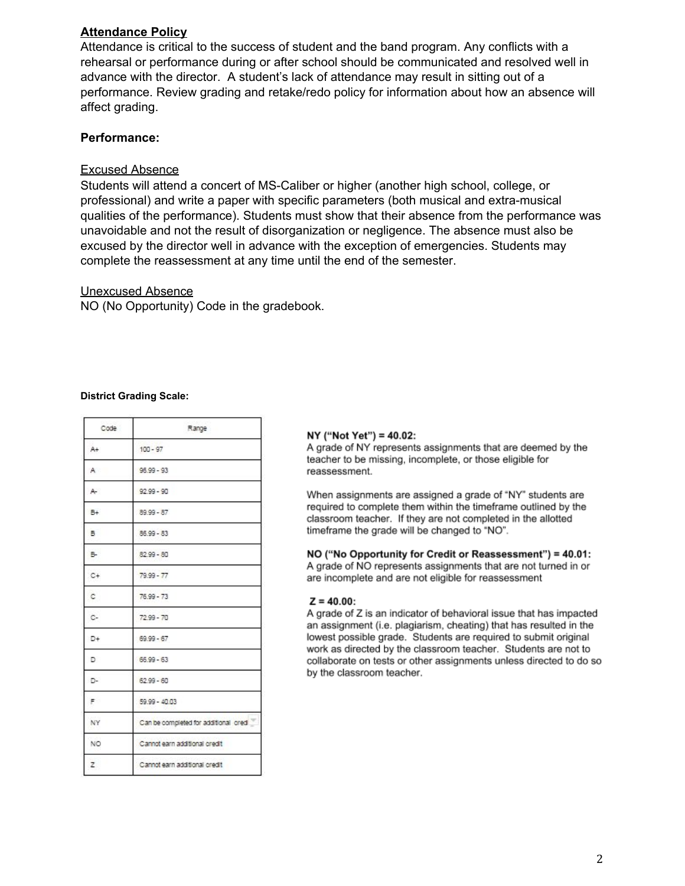**Attendance Policy**

Attendance is critical to the success of student and the band program. Any conflicts with a rehearsal or performance during or after school should be communicated and resolved well in advance with the director. A student's lack of attendance may result in sitting out of a performance. Review grading and retake/redo policy for information about how an absence will affect grading.

**Performance:**

Excused Absence

Students will attend a concert of MS-Caliber or higher (another high school, college, or professional) and write a paper with specific parameters (both musical and extra-musical qualities of the performance). Students must show that their absence from the performance was unavoidable and not the result of disorganization or negligence. The absence must also be excused by the director well in advance with the exception of emergencies. Students may complete the reassessment at any time until the end of the semester.

Unexcused Absence

NO (No Opportunity) Code in the gradebook.

**District Grading Scale:**

| Code | Range |
|---|---|
| A+ | 100 - 97 |
| A | 96.99 - 93 |
| A- | 92.99 - 90 |
| B+ | 89.99 - 87 |
| B | 86.99 - 83 |
| B- | 82.99 - 80 |
| C+ | 79.99 - 77 |
| C | 76.99 - 73 |
| C- | 72.99 - 70 |
| D+ | 69.99 - 67 |
| D | 66.99 - 63 |
| D- | 62.99 - 60 |
| F | 59.99 - 40.03 |
| NY | Can be completed for additional cred |
| NO | Cannot earn additional credit |
| Z | Cannot earn additional credit |

**NY ("Not Yet") = 40.02:**
A grade of NY represents assignments that are deemed by the teacher to be missing, incomplete, or those eligible for reassessment.

When assignments are assigned a grade of "NY" students are required to complete them within the timeframe outlined by the classroom teacher. If they are not completed in the allotted timeframe the grade will be changed to "NO".

**NO ("No Opportunity for Credit or Reassessment") = 40.01:**
A grade of NO represents assignments that are not turned in or are incomplete and are not eligible for reassessment

**Z = 40.00:**
A grade of Z is an indicator of behavioral issue that has impacted an assignment (i.e. plagiarism, cheating) that has resulted in the lowest possible grade. Students are required to submit original work as directed by the classroom teacher. Students are not to collaborate on tests or other assignments unless directed to do so by the classroom teacher.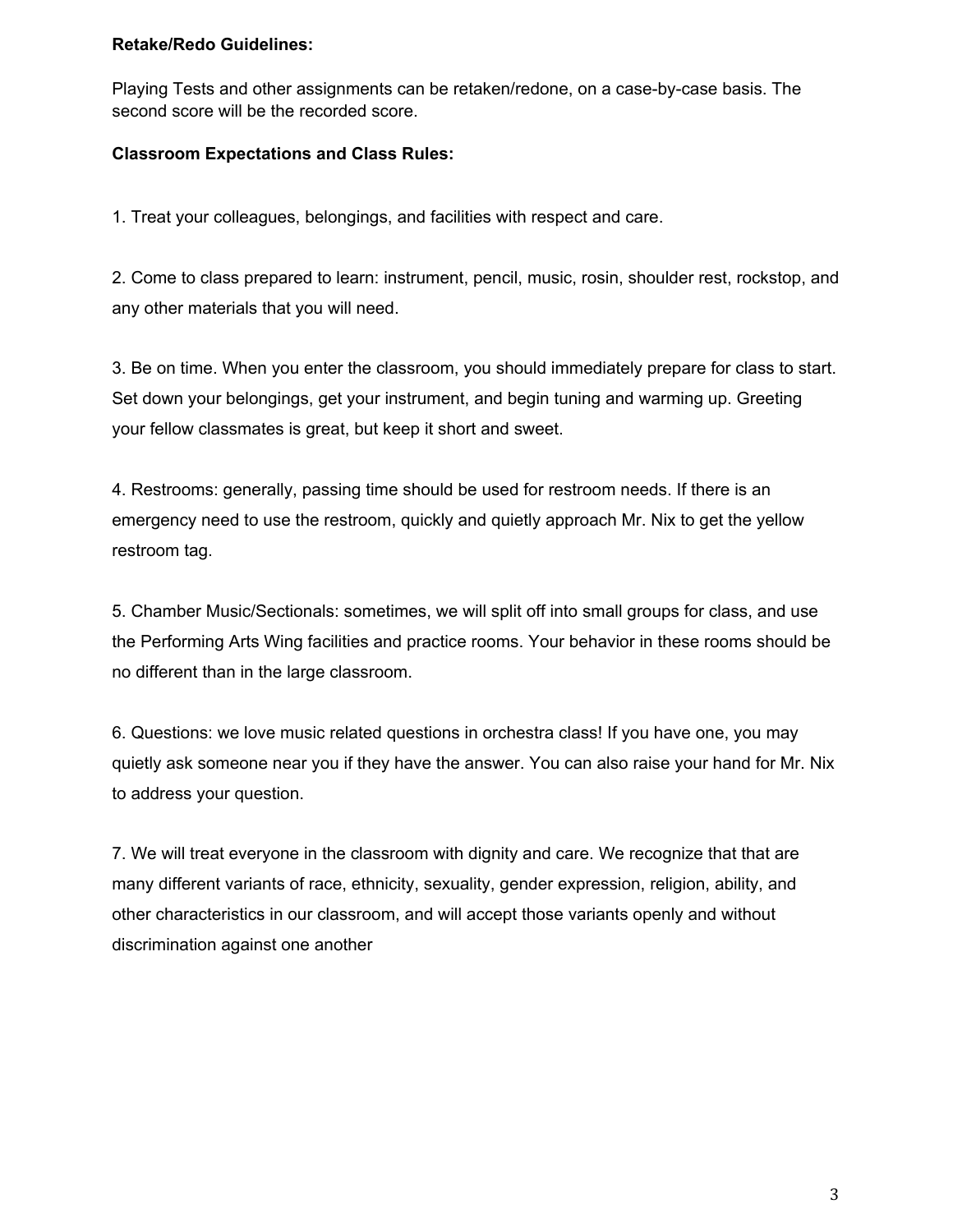**Retake/Redo Guidelines:**

Playing Tests and other assignments can be retaken/redone, on a case-by-case basis. The second score will be the recorded score.

**Classroom Expectations and Class Rules:**

1. Treat your colleagues, belongings, and facilities with respect and care.

2. Come to class prepared to learn: instrument, pencil, music, rosin, shoulder rest, rockstop, and any other materials that you will need.

3. Be on time. When you enter the classroom, you should immediately prepare for class to start. Set down your belongings, get your instrument, and begin tuning and warming up. Greeting your fellow classmates is great, but keep it short and sweet.

4. Restrooms: generally, passing time should be used for restroom needs. If there is an emergency need to use the restroom, quickly and quietly approach Mr. Nix to get the yellow restroom tag.

5. Chamber Music/Sectionals: sometimes, we will split off into small groups for class, and use the Performing Arts Wing facilities and practice rooms. Your behavior in these rooms should be no different than in the large classroom.

6. Questions: we love music related questions in orchestra class! If you have one, you may quietly ask someone near you if they have the answer. You can also raise your hand for Mr. Nix to address your question.

7. We will treat everyone in the classroom with dignity and care. We recognize that that are many different variants of race, ethnicity, sexuality, gender expression, religion, ability, and other characteristics in our classroom, and will accept those variants openly and without discrimination against one another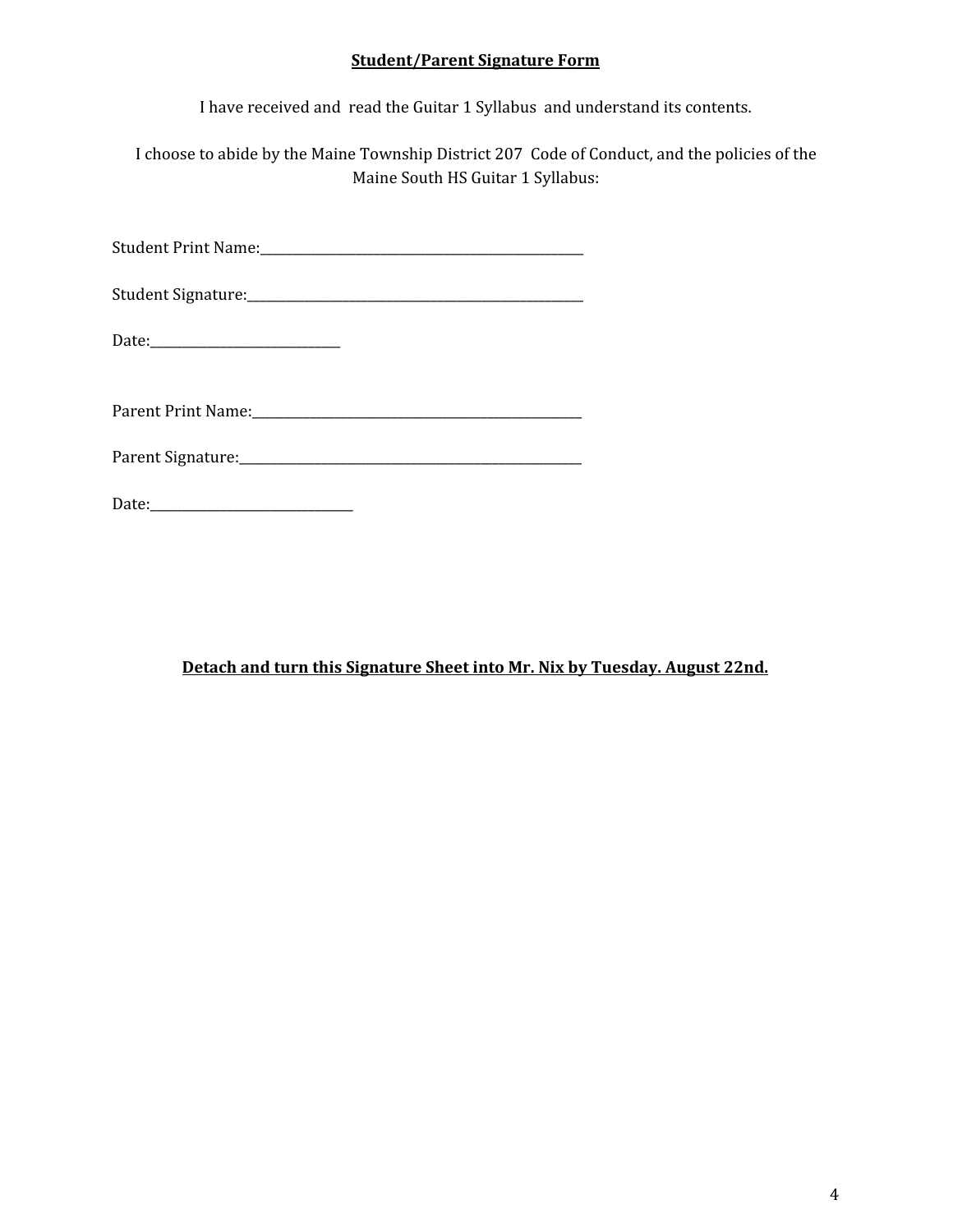**Student/Parent Signature Form**

I have received and read the Guitar 1 Syllabus and understand its contents.

I choose to abide by the Maine Township District 207 Code of Conduct, and the policies of the Maine South HS Guitar 1 Syllabus:

Student Print Name:_______________________________________________

Student Signature:_______________________________________________

Date:_________________________

Parent Print Name:_______________________________________________

Parent Signature:_______________________________________________

Date:__________________________

**Detach and turn this Signature Sheet into Mr. Nix by Tuesday. August 22nd.**